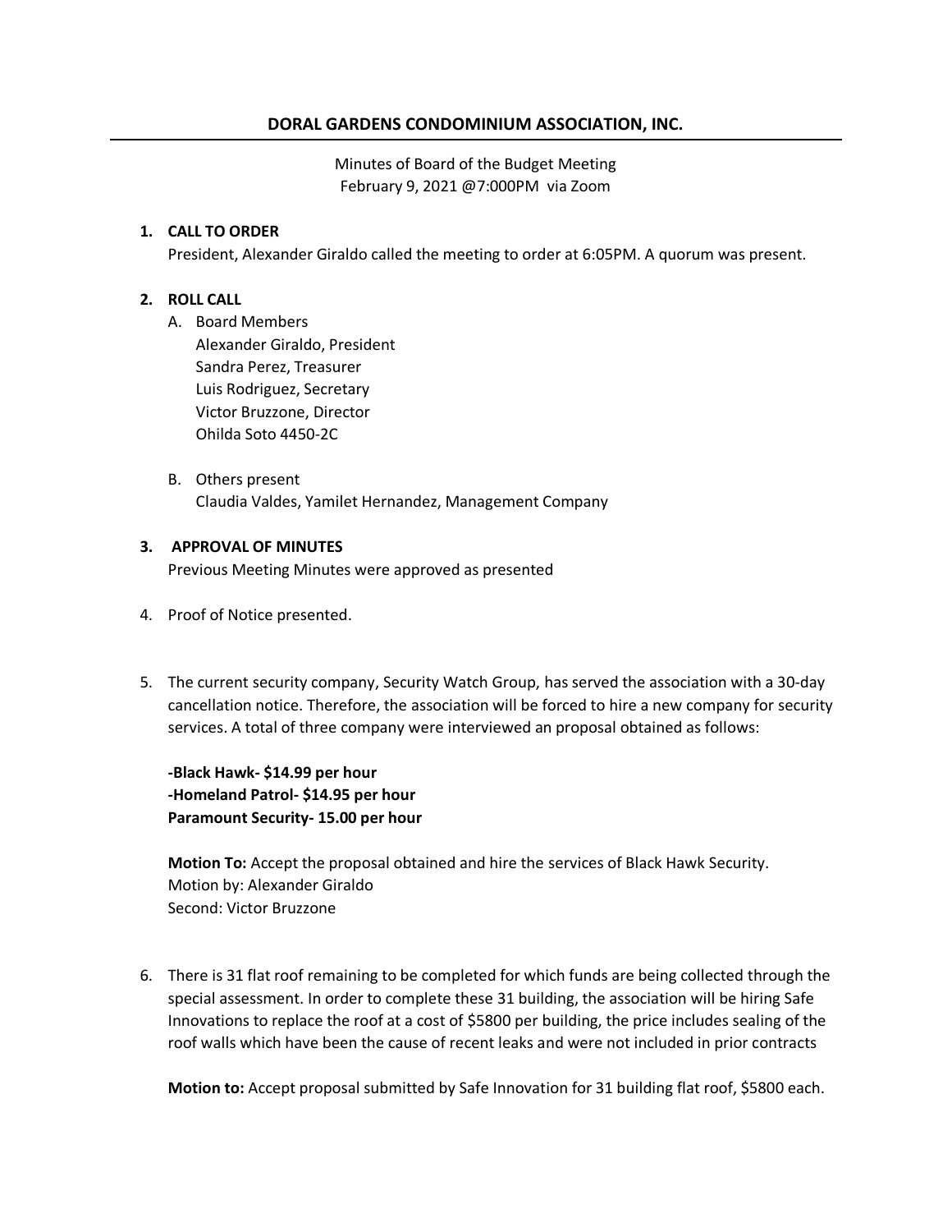## DORAL GARDENS CONDOMINIUM ASSOCIATION, INC.

Minutes of Board of the Budget Meeting
February 9, 2021 @7:000PM via Zoom

1. **CALL TO ORDER**
   President, Alexander Giraldo called the meeting to order at 6:05PM. A quorum was present.

2. **ROLL CALL**
   A. Board Members
      Alexander Giraldo, President
      Sandra Perez, Treasurer
      Luis Rodriguez, Secretary
      Victor Bruzzone, Director
      Ohilda Soto 4450-2C

   B. Others present
      Claudia Valdes, Yamilet Hernandez, Management Company

3. **APPROVAL OF MINUTES**
   Previous Meeting Minutes were approved as presented

4. Proof of Notice presented.

5. The current security company, Security Watch Group, has served the association with a 30-day cancellation notice. Therefore, the association will be forced to hire a new company for security services. A total of three company were interviewed an proposal obtained as follows:

   **-Black Hawk- $14.99 per hour**
   **-Homeland Patrol- $14.95 per hour**
   **Paramount Security- 15.00 per hour**

   **Motion To:** Accept the proposal obtained and hire the services of Black Hawk Security.
   Motion by: Alexander Giraldo
   Second: Victor Bruzzone

6. There is 31 flat roof remaining to be completed for which funds are being collected through the special assessment. In order to complete these 31 building, the association will be hiring Safe Innovations to replace the roof at a cost of $5800 per building, the price includes sealing of the roof walls which have been the cause of recent leaks and were not included in prior contracts

   **Motion to:** Accept proposal submitted by Safe Innovation for 31 building flat roof, $5800 each.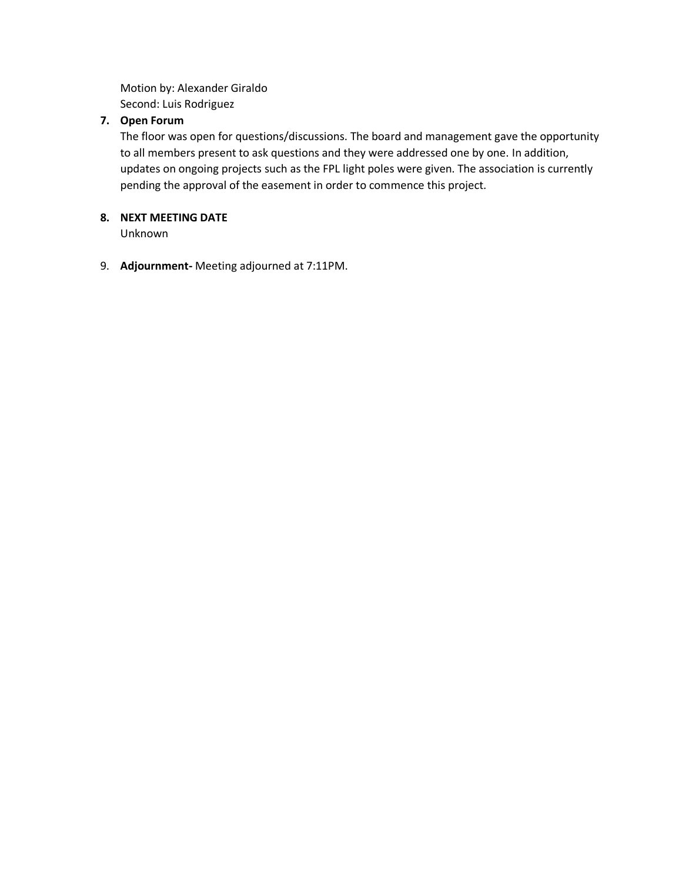Motion by: Alexander Giraldo
Second: Luis Rodriguez

7. **Open Forum**
   The floor was open for questions/discussions. The board and management gave the opportunity to all members present to ask questions and they were addressed one by one. In addition, updates on ongoing projects such as the FPL light poles were given. The association is currently pending the approval of the easement in order to commence this project.

8. **NEXT MEETING DATE**
   Unknown

9. **Adjournment-** Meeting adjourned at 7:11PM.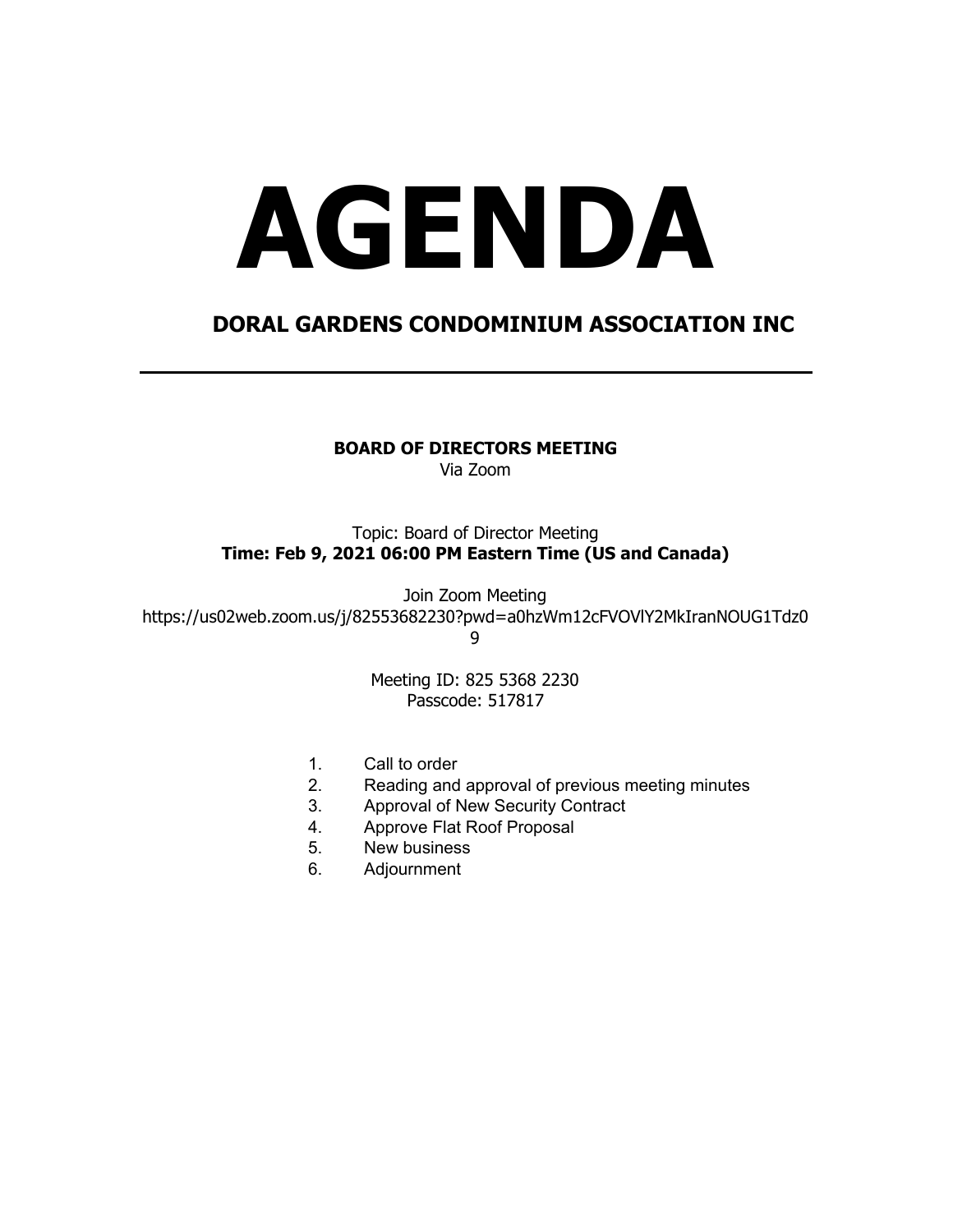# AGENDA

## DORAL GARDENS CONDOMINIUM ASSOCIATION INC

---

**BOARD OF DIRECTORS MEETING**
Via Zoom

Topic: Board of Director Meeting
**Time: Feb 9, 2021 06:00 PM Eastern Time (US and Canada)**

Join Zoom Meeting
https://us02web.zoom.us/j/82553682230?pwd=a0hzWm12cFVOVlY2MkIranNOUG1Tdz09

Meeting ID: 825 5368 2230
Passcode: 517817

1. Call to order
2. Reading and approval of previous meeting minutes
3. Approval of New Security Contract
4. Approve Flat Roof Proposal
5. New business
6. Adjournment